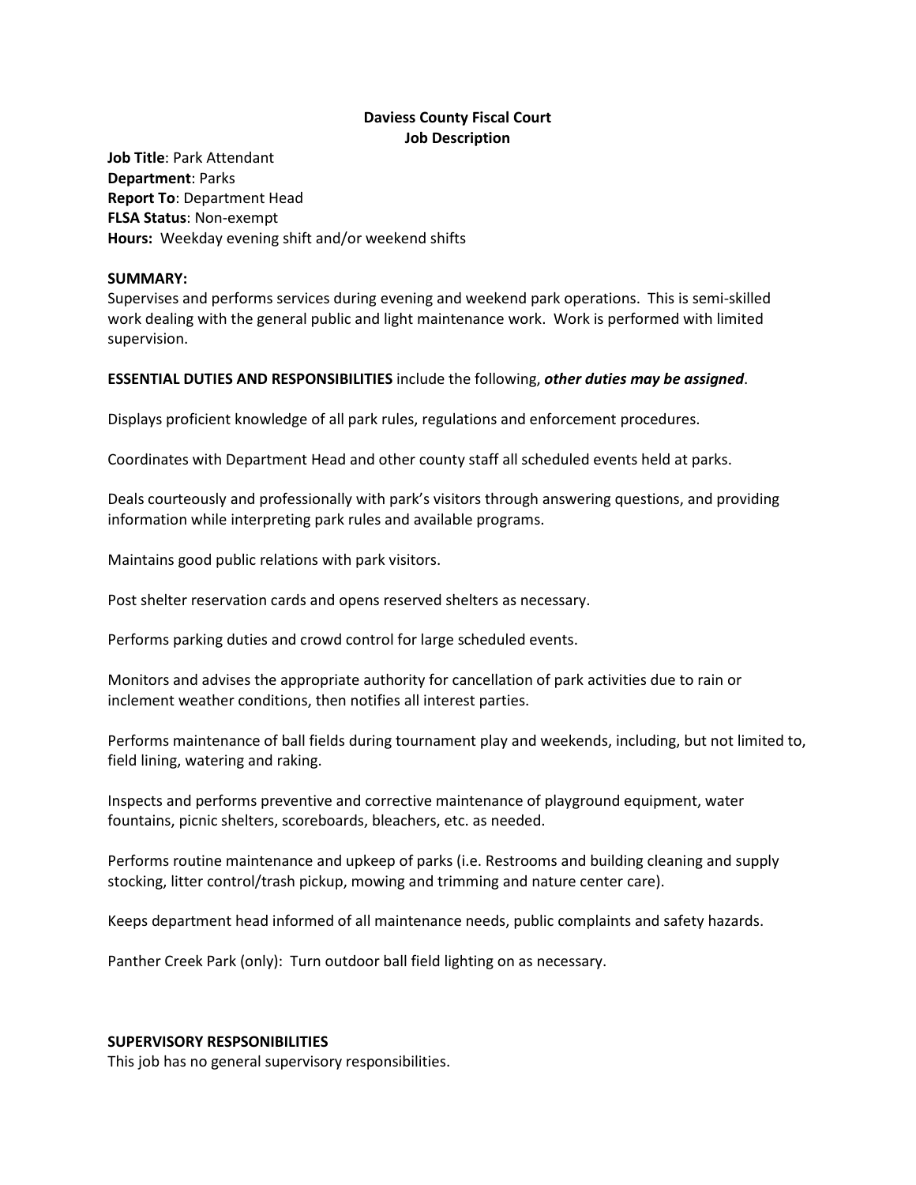**Daviess County Fiscal Court**
**Job Description**

**Job Title**: Park Attendant
**Department**: Parks
**Report To**: Department Head
**FLSA Status**: Non-exempt
**Hours:** Weekday evening shift and/or weekend shifts

**SUMMARY:**
Supervises and performs services during evening and weekend park operations. This is semi-skilled work dealing with the general public and light maintenance work. Work is performed with limited supervision.

**ESSENTIAL DUTIES AND RESPONSIBILITIES** include the following, ***other duties may be assigned***.

Displays proficient knowledge of all park rules, regulations and enforcement procedures.

Coordinates with Department Head and other county staff all scheduled events held at parks.

Deals courteously and professionally with park's visitors through answering questions, and providing information while interpreting park rules and available programs.

Maintains good public relations with park visitors.

Post shelter reservation cards and opens reserved shelters as necessary.

Performs parking duties and crowd control for large scheduled events.

Monitors and advises the appropriate authority for cancellation of park activities due to rain or inclement weather conditions, then notifies all interest parties.

Performs maintenance of ball fields during tournament play and weekends, including, but not limited to, field lining, watering and raking.

Inspects and performs preventive and corrective maintenance of playground equipment, water fountains, picnic shelters, scoreboards, bleachers, etc. as needed.

Performs routine maintenance and upkeep of parks (i.e. Restrooms and building cleaning and supply stocking, litter control/trash pickup, mowing and trimming and nature center care).

Keeps department head informed of all maintenance needs, public complaints and safety hazards.

Panther Creek Park (only): Turn outdoor ball field lighting on as necessary.

**SUPERVISORY RESPSONIBILITIES**
This job has no general supervisory responsibilities.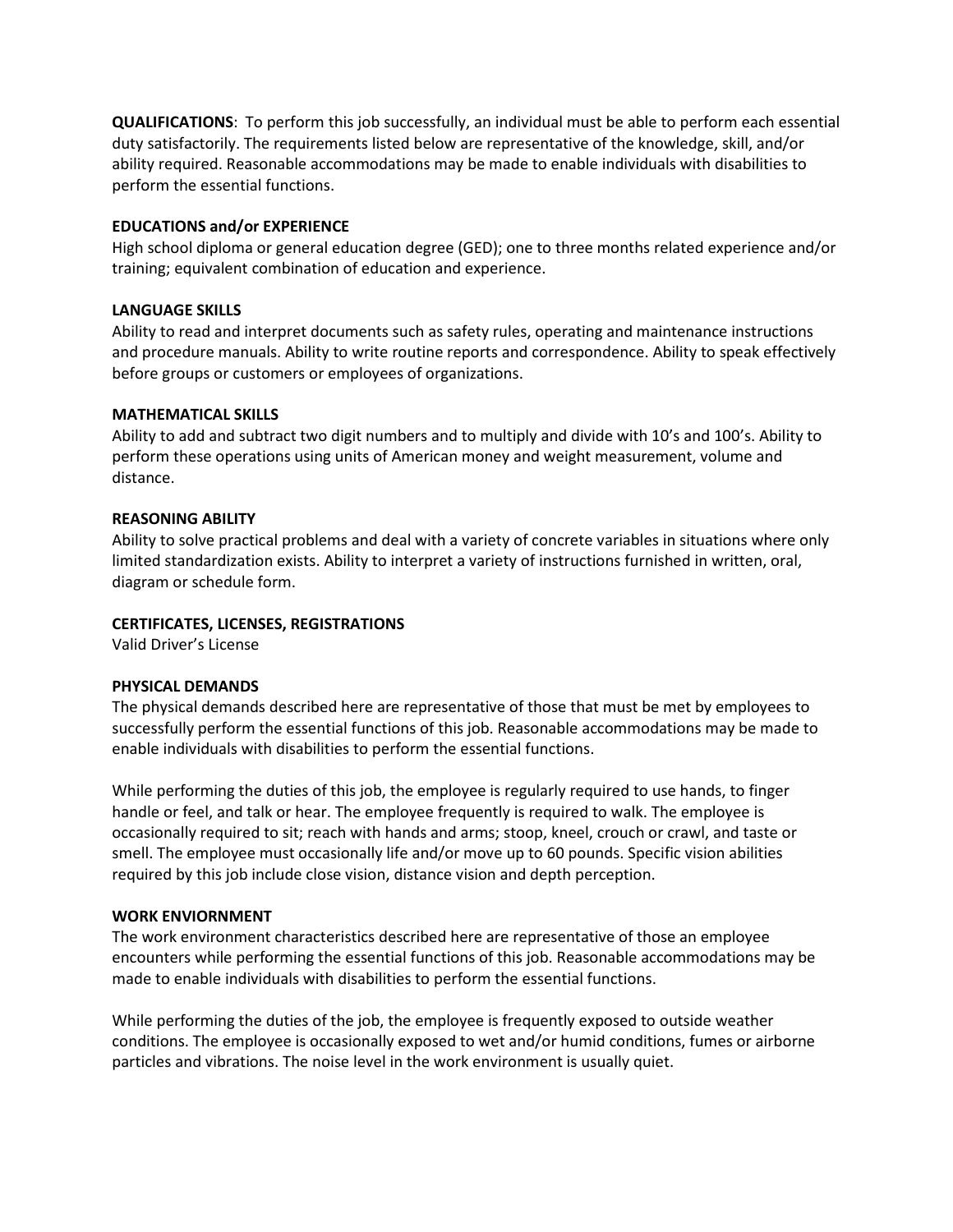**QUALIFICATIONS**: To perform this job successfully, an individual must be able to perform each essential duty satisfactorily. The requirements listed below are representative of the knowledge, skill, and/or ability required. Reasonable accommodations may be made to enable individuals with disabilities to perform the essential functions.

**EDUCATIONS and/or EXPERIENCE**

High school diploma or general education degree (GED); one to three months related experience and/or training; equivalent combination of education and experience.

**LANGUAGE SKILLS**

Ability to read and interpret documents such as safety rules, operating and maintenance instructions and procedure manuals. Ability to write routine reports and correspondence. Ability to speak effectively before groups or customers or employees of organizations.

**MATHEMATICAL SKILLS**

Ability to add and subtract two digit numbers and to multiply and divide with 10's and 100's. Ability to perform these operations using units of American money and weight measurement, volume and distance.

**REASONING ABILITY**

Ability to solve practical problems and deal with a variety of concrete variables in situations where only limited standardization exists. Ability to interpret a variety of instructions furnished in written, oral, diagram or schedule form.

**CERTIFICATES, LICENSES, REGISTRATIONS**

Valid Driver's License

**PHYSICAL DEMANDS**

The physical demands described here are representative of those that must be met by employees to successfully perform the essential functions of this job. Reasonable accommodations may be made to enable individuals with disabilities to perform the essential functions.

While performing the duties of this job, the employee is regularly required to use hands, to finger handle or feel, and talk or hear. The employee frequently is required to walk. The employee is occasionally required to sit; reach with hands and arms; stoop, kneel, crouch or crawl, and taste or smell. The employee must occasionally life and/or move up to 60 pounds. Specific vision abilities required by this job include close vision, distance vision and depth perception.

**WORK ENVIORNMENT**

The work environment characteristics described here are representative of those an employee encounters while performing the essential functions of this job. Reasonable accommodations may be made to enable individuals with disabilities to perform the essential functions.

While performing the duties of the job, the employee is frequently exposed to outside weather conditions. The employee is occasionally exposed to wet and/or humid conditions, fumes or airborne particles and vibrations. The noise level in the work environment is usually quiet.